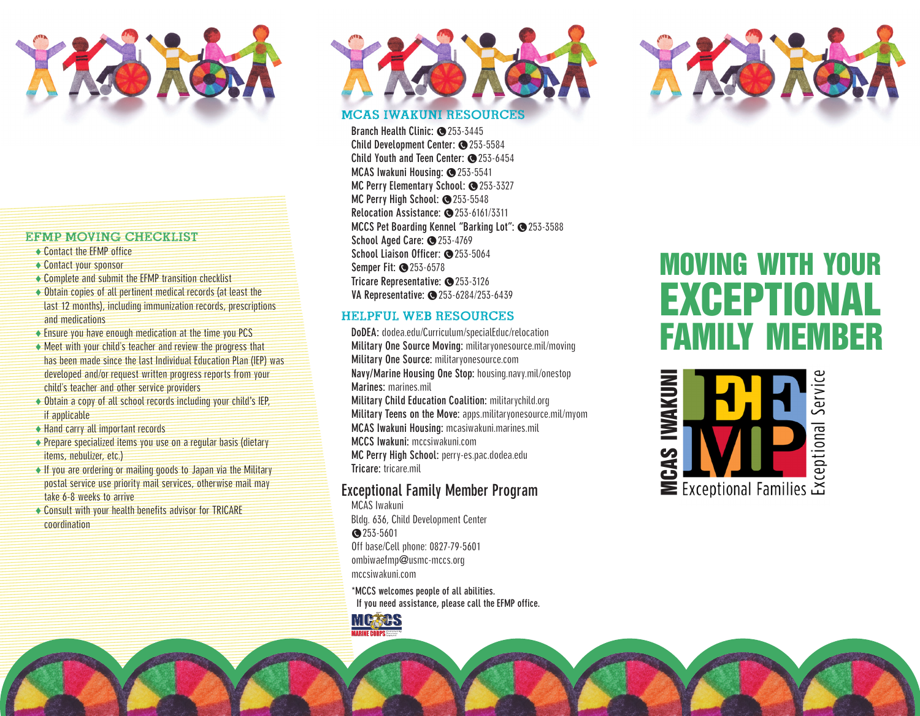## EFMP MOVING CHECKLIST

- Contact the EFMP office
- Contact your sponsor
- Complete and submit the EFMP transition checklist
- Obtain copies of all pertinent medical records (at least the last 12 months), including immunization records, prescriptions and medications
- Ensure you have enough medication at the time you PCS
- Meet with your child's teacher and review the progress that has been made since the last Individual Education Plan (IEP) was developed and/or request written progress reports from your child's teacher and other service providers
- Obtain a copy of all school records including your child's IEP, if applicable
- Hand carry all important records
- Prepare specialized items you use on a regular basis (dietary items, nebulizer, etc.)
- If you are ordering or mailing goods to Japan via the Military postal service use priority mail services, otherwise mail may take 6-8 weeks to arrive
- Consult with your health benefits advisor for TRICARE coordination

## MCAS IWAKUNI RESOURCES

**Branch Health Clinic:** 253-3445
**Child Development Center:** 253-5584
**Child Youth and Teen Center:** 253-6454
**MCAS Iwakuni Housing:** 253-5541
**MC Perry Elementary School:** 253-3327
**MC Perry High School:** 253-5548
**Relocation Assistance:** 253-6161/3311
**MCCS Pet Boarding Kennel "Barking Lot":** 253-3588
**School Aged Care:** 253-4769
**School Liaison Officer:** 253-5064
**Semper Fit:** 253-6578
**Tricare Representative:** 253-3126
**VA Representative:** 253-6284/253-6439

## HELPFUL WEB RESOURCES

**DoDEA:** dodea.edu/Curriculum/specialEduc/relocation
**Military One Source Moving:** militaryonesource.mil/moving
**Military One Source:** militaryonesource.com
**Navy/Marine Housing One Stop:** housing.navy.mil/onestop
**Marines:** marines.mil
**Military Child Education Coalition:** militarychild.org
**Military Teens on the Move:** apps.militaryonesource.mil/myom
**MCAS Iwakuni Housing:** mcasiwakuni.marines.mil
**MCCS Iwakuni:** mccsiwakuni.com
**MC Perry High School:** perry-es.pac.dodea.edu
**Tricare:** tricare.mil

## Exceptional Family Member Program

MCAS Iwakuni
Bldg. 636, Child Development Center
253-5601
Off base/Cell phone: 0827-79-5601
ombiwaefmp@usmc-mccs.org
mccsiwakuni.com

*MCCS welcomes people of all abilities. If you need assistance, please call the EFMP office.

MCCS MARINE CORPS Community Services

# MOVING WITH YOUR EXCEPTIONAL FAMILY MEMBER

MCAS IWAKUNI EFMP Exceptional Families Exceptional Service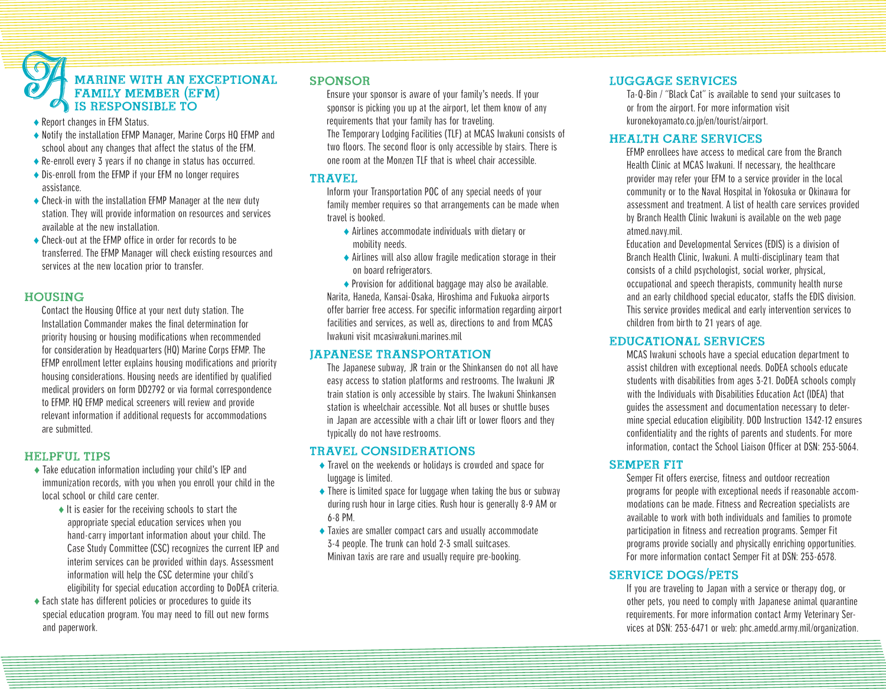## A Marine with an Exceptional Family Member (EFM) is Responsible to

- Report changes in EFM Status.
- Notify the installation EFMP Manager, Marine Corps HQ EFMP and school about any changes that affect the status of the EFM.
- Re-enroll every 3 years if no change in status has occurred.
- Dis-enroll from the EFMP if your EFM no longer requires assistance.
- Check-in with the installation EFMP Manager at the new duty station. They will provide information on resources and services available at the new installation.
- Check-out at the EFMP office in order for records to be transferred. The EFMP Manager will check existing resources and services at the new location prior to transfer.

## HOUSING

Contact the Housing Office at your next duty station. The Installation Commander makes the final determination for priority housing or housing modifications when recommended for consideration by Headquarters (HQ) Marine Corps EFMP. The EFMP enrollment letter explains housing modifications and priority housing considerations. Housing needs are identified by qualified medical providers on form DD2792 or via formal correspondence to EFMP. HQ EFMP medical screeners will review and provide relevant information if additional requests for accommodations are submitted.

## HELPFUL TIPS

- Take education information including your child's IEP and immunization records, with you when you enroll your child in the local school or child care center.
  - It is easier for the receiving schools to start the appropriate special education services when you hand-carry important information about your child. The Case Study Committee (CSC) recognizes the current IEP and interim services can be provided within days. Assessment information will help the CSC determine your child's eligibility for special education according to DoDEA criteria.
- Each state has different policies or procedures to guide its special education program. You may need to fill out new forms and paperwork.

## SPONSOR

Ensure your sponsor is aware of your family's needs. If your sponsor is picking you up at the airport, let them know of any requirements that your family has for traveling.
The Temporary Lodging Facilities (TLF) at MCAS Iwakuni consists of two floors. The second floor is only accessible by stairs. There is one room at the Monzen TLF that is wheel chair accessible.

## TRAVEL

Inform your Transportation POC of any special needs of your family member requires so that arrangements can be made when travel is booked.

- Airlines accommodate individuals with dietary or mobility needs.
- Airlines will also allow fragile medication storage in their on board refrigerators.
- Provision for additional baggage may also be available.

Narita, Haneda, Kansai-Osaka, Hiroshima and Fukuoka airports offer barrier free access. For specific information regarding airport facilities and services, as well as, directions to and from MCAS Iwakuni visit mcasiwakuni.marines.mil

## JAPANESE TRANSPORTATION

The Japanese subway, JR train or the Shinkansen do not all have easy access to station platforms and restrooms. The Iwakuni JR train station is only accessible by stairs. The Iwakuni Shinkansen station is wheelchair accessible. Not all buses or shuttle buses in Japan are accessible with a chair lift or lower floors and they typically do not have restrooms.

## TRAVEL CONSIDERATIONS

- Travel on the weekends or holidays is crowded and space for luggage is limited.
- There is limited space for luggage when taking the bus or subway during rush hour in large cities. Rush hour is generally 8-9 AM or 6-8 PM.
- Taxies are smaller compact cars and usually accommodate 3-4 people. The trunk can hold 2-3 small suitcases. Minivan taxis are rare and usually require pre-booking.

## LUGGAGE SERVICES

Ta-Q-Bin / "Black Cat" is available to send your suitcases to or from the airport. For more information visit kuronekoyamato.co.jp/en/tourist/airport.

## HEALTH CARE SERVICES

EFMP enrollees have access to medical care from the Branch Health Clinic at MCAS Iwakuni. If necessary, the healthcare provider may refer your EFM to a service provider in the local community or to the Naval Hospital in Yokosuka or Okinawa for assessment and treatment. A list of health care services provided by Branch Health Clinic Iwakuni is available on the web page atmed.navy.mil.
Education and Developmental Services (EDIS) is a division of Branch Health Clinic, Iwakuni. A multi-disciplinary team that consists of a child psychologist, social worker, physical, occupational and speech therapists, community health nurse and an early childhood special educator, staffs the EDIS division. This service provides medical and early intervention services to children from birth to 21 years of age.

## EDUCATIONAL SERVICES

MCAS Iwakuni schools have a special education department to assist children with exceptional needs. DoDEA schools educate students with disabilities from ages 3-21. DoDEA schools comply with the Individuals with Disabilities Education Act (IDEA) that guides the assessment and documentation necessary to determine special education eligibility. DOD Instruction 1342-12 ensures confidentiality and the rights of parents and students. For more information, contact the School Liaison Officer at DSN: 253-5064.

## SEMPER FIT

Semper Fit offers exercise, fitness and outdoor recreation programs for people with exceptional needs if reasonable accommodations can be made. Fitness and Recreation specialists are available to work with both individuals and families to promote participation in fitness and recreation programs. Semper Fit programs provide socially and physically enriching opportunities. For more information contact Semper Fit at DSN: 253-6578.

## SERVICE DOGS/PETS

If you are traveling to Japan with a service or therapy dog, or other pets, you need to comply with Japanese animal quarantine requirements. For more information contact Army Veterinary Services at DSN: 253-6471 or web: phc.amedd.army.mil/organization.